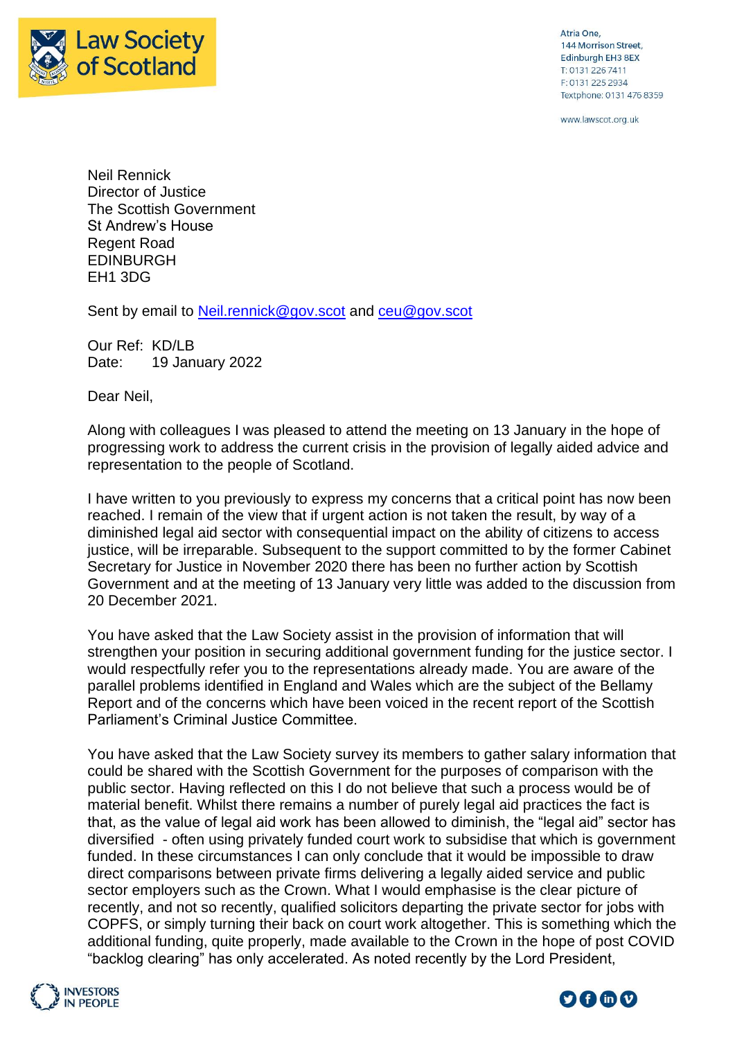**Law Society of Scotland**

Atria One,
144 Morrison Street,
Edinburgh EH3 8EX
T: 0131 226 7411
F: 0131 225 2934
Textphone: 0131 476 8359

www.lawscot.org.uk

Neil Rennick
Director of Justice
The Scottish Government
St Andrew's House
Regent Road
EDINBURGH
EH1 3DG

Sent by email to Neil.rennick@gov.scot and ceu@gov.scot

Our Ref: KD/LB
Date: 19 January 2022

Dear Neil,

Along with colleagues I was pleased to attend the meeting on 13 January in the hope of progressing work to address the current crisis in the provision of legally aided advice and representation to the people of Scotland.

I have written to you previously to express my concerns that a critical point has now been reached. I remain of the view that if urgent action is not taken the result, by way of a diminished legal aid sector with consequential impact on the ability of citizens to access justice, will be irreparable. Subsequent to the support committed to by the former Cabinet Secretary for Justice in November 2020 there has been no further action by Scottish Government and at the meeting of 13 January very little was added to the discussion from 20 December 2021.

You have asked that the Law Society assist in the provision of information that will strengthen your position in securing additional government funding for the justice sector. I would respectfully refer you to the representations already made. You are aware of the parallel problems identified in England and Wales which are the subject of the Bellamy Report and of the concerns which have been voiced in the recent report of the Scottish Parliament's Criminal Justice Committee.

You have asked that the Law Society survey its members to gather salary information that could be shared with the Scottish Government for the purposes of comparison with the public sector. Having reflected on this I do not believe that such a process would be of material benefit. Whilst there remains a number of purely legal aid practices the fact is that, as the value of legal aid work has been allowed to diminish, the "legal aid" sector has diversified - often using privately funded court work to subsidise that which is government funded. In these circumstances I can only conclude that it would be impossible to draw direct comparisons between private firms delivering a legally aided service and public sector employers such as the Crown. What I would emphasise is the clear picture of recently, and not so recently, qualified solicitors departing the private sector for jobs with COPFS, or simply turning their back on court work altogether. This is something which the additional funding, quite properly, made available to the Crown in the hope of post COVID "backlog clearing" has only accelerated. As noted recently by the Lord President,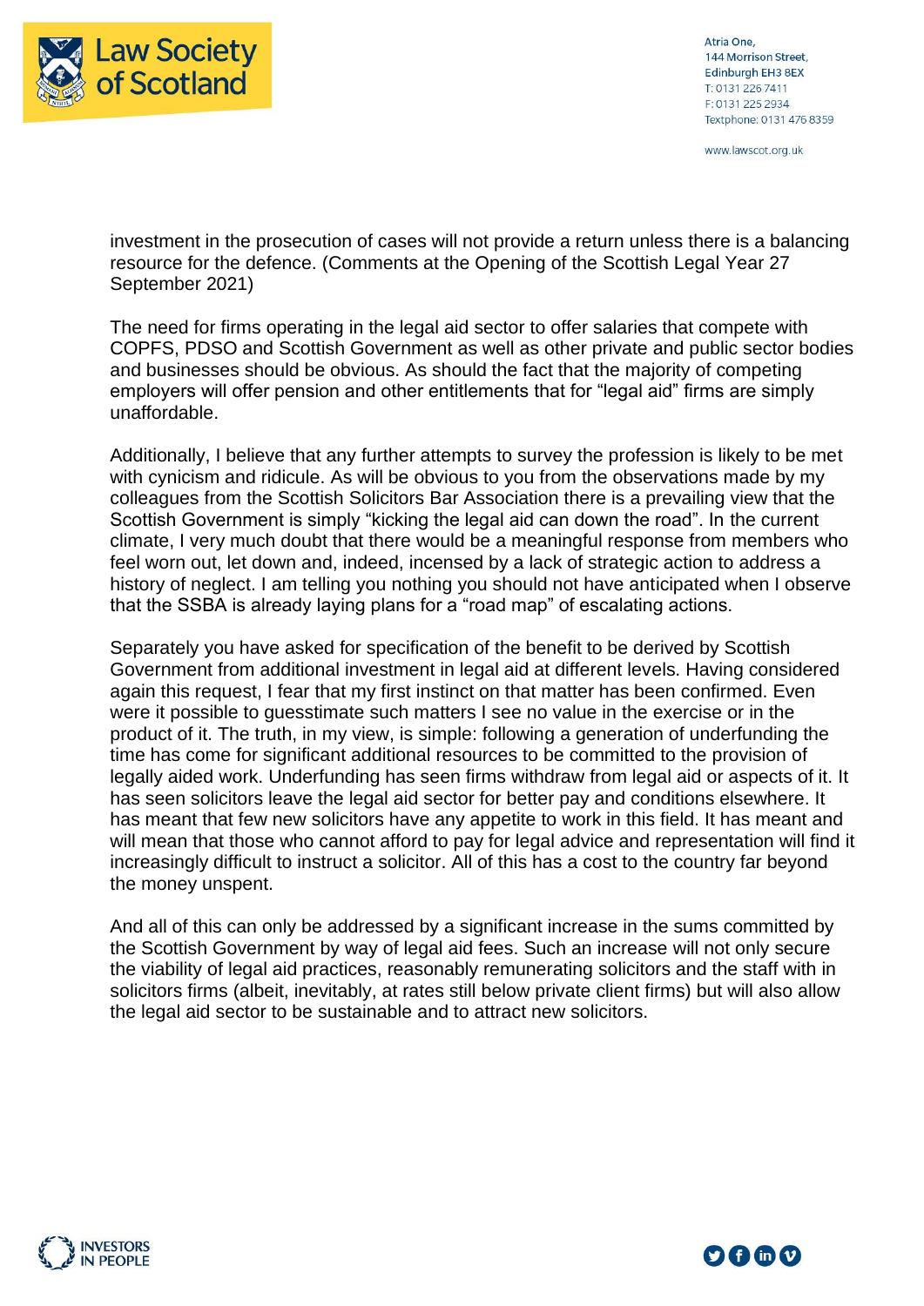investment in the prosecution of cases will not provide a return unless there is a balancing resource for the defence. (Comments at the Opening of the Scottish Legal Year 27 September 2021)

The need for firms operating in the legal aid sector to offer salaries that compete with COPFS, PDSO and Scottish Government as well as other private and public sector bodies and businesses should be obvious. As should the fact that the majority of competing employers will offer pension and other entitlements that for "legal aid" firms are simply unaffordable.

Additionally, I believe that any further attempts to survey the profession is likely to be met with cynicism and ridicule. As will be obvious to you from the observations made by my colleagues from the Scottish Solicitors Bar Association there is a prevailing view that the Scottish Government is simply "kicking the legal aid can down the road". In the current climate, I very much doubt that there would be a meaningful response from members who feel worn out, let down and, indeed, incensed by a lack of strategic action to address a history of neglect. I am telling you nothing you should not have anticipated when I observe that the SSBA is already laying plans for a "road map" of escalating actions.

Separately you have asked for specification of the benefit to be derived by Scottish Government from additional investment in legal aid at different levels. Having considered again this request, I fear that my first instinct on that matter has been confirmed. Even were it possible to guesstimate such matters I see no value in the exercise or in the product of it. The truth, in my view, is simple: following a generation of underfunding the time has come for significant additional resources to be committed to the provision of legally aided work. Underfunding has seen firms withdraw from legal aid or aspects of it. It has seen solicitors leave the legal aid sector for better pay and conditions elsewhere. It has meant that few new solicitors have any appetite to work in this field. It has meant and will mean that those who cannot afford to pay for legal advice and representation will find it increasingly difficult to instruct a solicitor. All of this has a cost to the country far beyond the money unspent.

And all of this can only be addressed by a significant increase in the sums committed by the Scottish Government by way of legal aid fees. Such an increase will not only secure the viability of legal aid practices, reasonably remunerating solicitors and the staff with in solicitors firms (albeit, inevitably, at rates still below private client firms) but will also allow the legal aid sector to be sustainable and to attract new solicitors.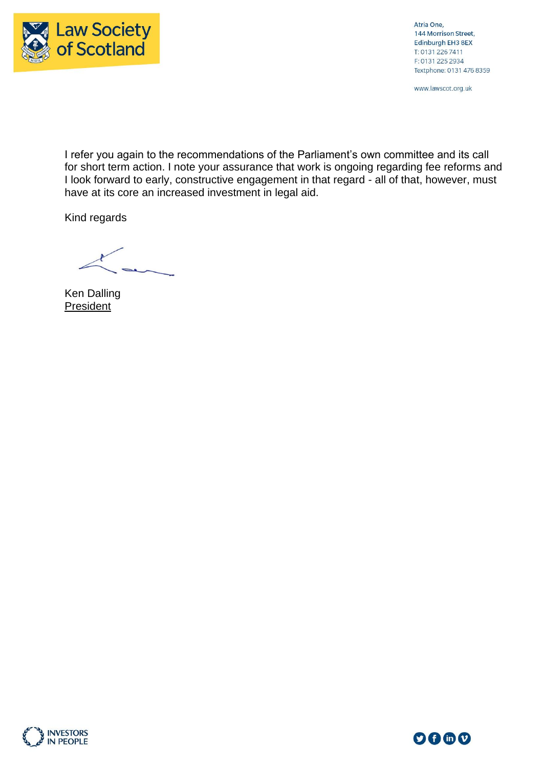I refer you again to the recommendations of the Parliament's own committee and its call for short term action. I note your assurance that work is ongoing regarding fee reforms and I look forward to early, constructive engagement in that regard - all of that, however, must have at its core an increased investment in legal aid.

Kind regards

Ken Dalling
President